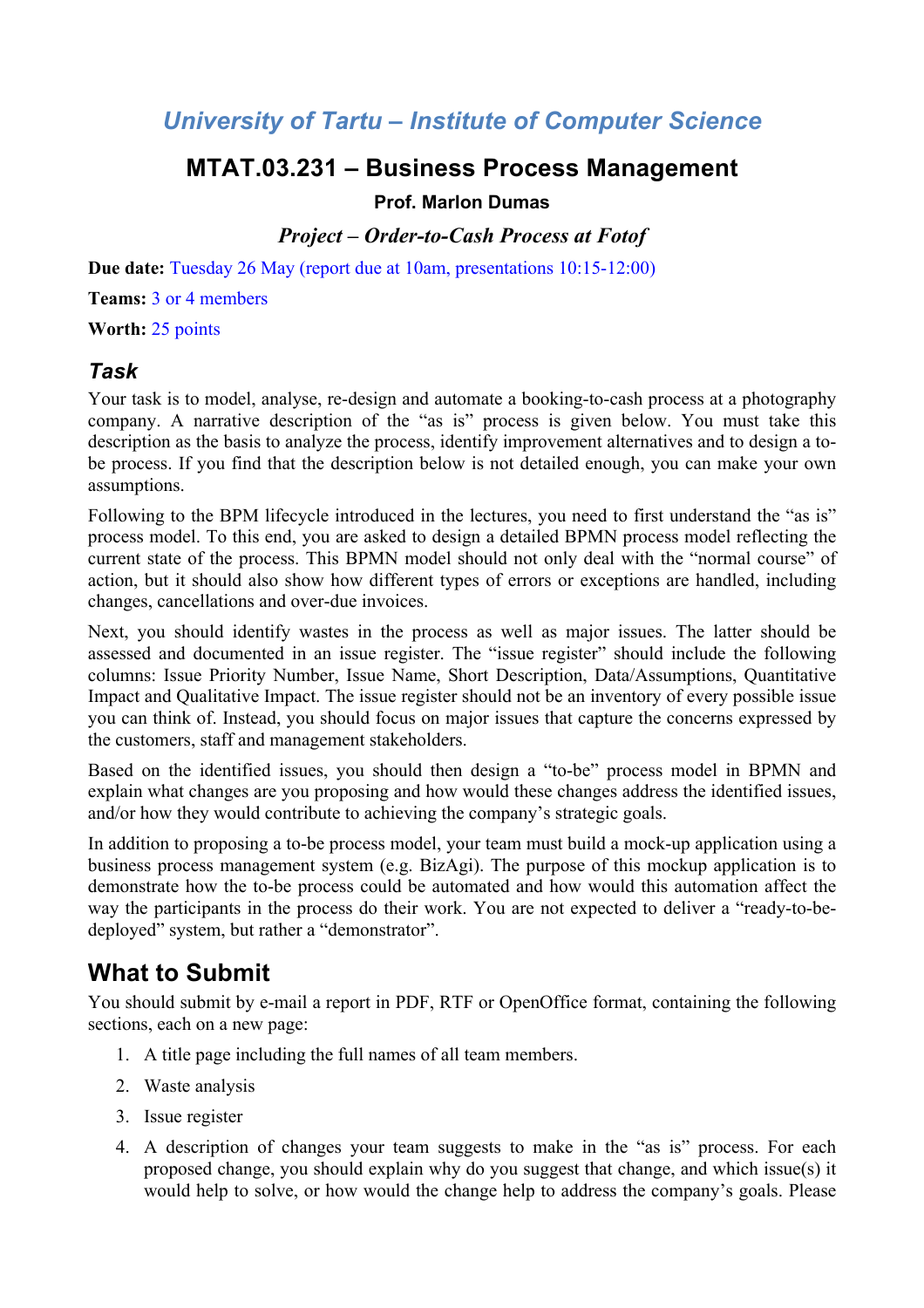# *University of Tartu – Institute of Computer Science*

## MTAT.03.231 – Business Process Management

**Prof. Marlon Dumas**

***Project – Order-to-Cash Process at Fotof***

**Due date:** Tuesday 26 May (report due at 10am, presentations 10:15-12:00)

**Teams:** 3 or 4 members

**Worth:** 25 points

### *Task*

Your task is to model, analyse, re-design and automate a booking-to-cash process at a photography company. A narrative description of the "as is" process is given below. You must take this description as the basis to analyze the process, identify improvement alternatives and to design a to-be process. If you find that the description below is not detailed enough, you can make your own assumptions.

Following to the BPM lifecycle introduced in the lectures, you need to first understand the "as is" process model. To this end, you are asked to design a detailed BPMN process model reflecting the current state of the process. This BPMN model should not only deal with the "normal course" of action, but it should also show how different types of errors or exceptions are handled, including changes, cancellations and over-due invoices.

Next, you should identify wastes in the process as well as major issues. The latter should be assessed and documented in an issue register. The "issue register" should include the following columns: Issue Priority Number, Issue Name, Short Description, Data/Assumptions, Quantitative Impact and Qualitative Impact. The issue register should not be an inventory of every possible issue you can think of. Instead, you should focus on major issues that capture the concerns expressed by the customers, staff and management stakeholders.

Based on the identified issues, you should then design a "to-be" process model in BPMN and explain what changes are you proposing and how would these changes address the identified issues, and/or how they would contribute to achieving the company's strategic goals.

In addition to proposing a to-be process model, your team must build a mock-up application using a business process management system (e.g. BizAgi). The purpose of this mockup application is to demonstrate how the to-be process could be automated and how would this automation affect the way the participants in the process do their work. You are not expected to deliver a "ready-to-be-deployed" system, but rather a "demonstrator".

## What to Submit

You should submit by e-mail a report in PDF, RTF or OpenOffice format, containing the following sections, each on a new page:

1. A title page including the full names of all team members.
2. Waste analysis
3. Issue register
4. A description of changes your team suggests to make in the "as is" process. For each proposed change, you should explain why do you suggest that change, and which issue(s) it would help to solve, or how would the change help to address the company's goals. Please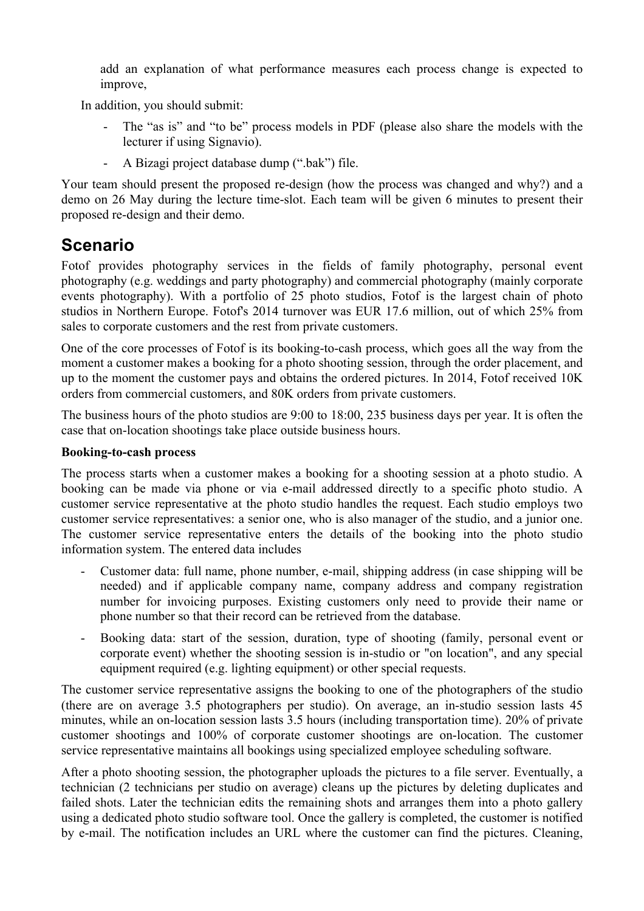add an explanation of what performance measures each process change is expected to improve,

In addition, you should submit:

- The "as is" and "to be" process models in PDF (please also share the models with the lecturer if using Signavio).
- A Bizagi project database dump (".bak") file.

Your team should present the proposed re-design (how the process was changed and why?) and a demo on 26 May during the lecture time-slot. Each team will be given 6 minutes to present their proposed re-design and their demo.

## Scenario

Fotof provides photography services in the fields of family photography, personal event photography (e.g. weddings and party photography) and commercial photography (mainly corporate events photography). With a portfolio of 25 photo studios, Fotof is the largest chain of photo studios in Northern Europe. Fotof's 2014 turnover was EUR 17.6 million, out of which 25% from sales to corporate customers and the rest from private customers.

One of the core processes of Fotof is its booking-to-cash process, which goes all the way from the moment a customer makes a booking for a photo shooting session, through the order placement, and up to the moment the customer pays and obtains the ordered pictures. In 2014, Fotof received 10K orders from commercial customers, and 80K orders from private customers.

The business hours of the photo studios are 9:00 to 18:00, 235 business days per year. It is often the case that on-location shootings take place outside business hours.

**Booking-to-cash process**

The process starts when a customer makes a booking for a shooting session at a photo studio. A booking can be made via phone or via e-mail addressed directly to a specific photo studio. A customer service representative at the photo studio handles the request. Each studio employs two customer service representatives: a senior one, who is also manager of the studio, and a junior one. The customer service representative enters the details of the booking into the photo studio information system. The entered data includes

- Customer data: full name, phone number, e-mail, shipping address (in case shipping will be needed) and if applicable company name, company address and company registration number for invoicing purposes. Existing customers only need to provide their name or phone number so that their record can be retrieved from the database.
- Booking data: start of the session, duration, type of shooting (family, personal event or corporate event) whether the shooting session is in-studio or "on location", and any special equipment required (e.g. lighting equipment) or other special requests.

The customer service representative assigns the booking to one of the photographers of the studio (there are on average 3.5 photographers per studio). On average, an in-studio session lasts 45 minutes, while an on-location session lasts 3.5 hours (including transportation time). 20% of private customer shootings and 100% of corporate customer shootings are on-location. The customer service representative maintains all bookings using specialized employee scheduling software.

After a photo shooting session, the photographer uploads the pictures to a file server. Eventually, a technician (2 technicians per studio on average) cleans up the pictures by deleting duplicates and failed shots. Later the technician edits the remaining shots and arranges them into a photo gallery using a dedicated photo studio software tool. Once the gallery is completed, the customer is notified by e-mail. The notification includes an URL where the customer can find the pictures. Cleaning,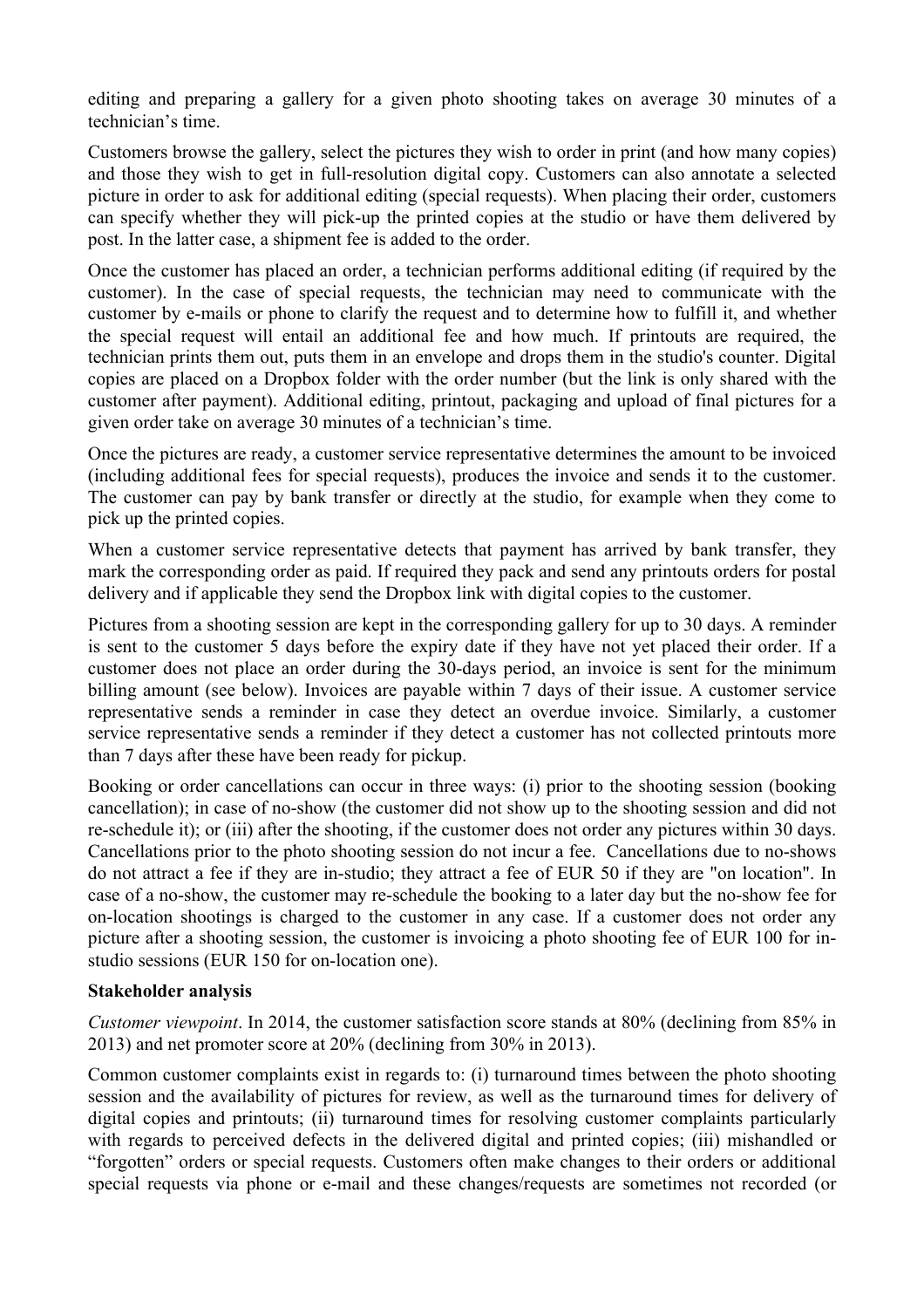editing and preparing a gallery for a given photo shooting takes on average 30 minutes of a technician's time.

Customers browse the gallery, select the pictures they wish to order in print (and how many copies) and those they wish to get in full-resolution digital copy. Customers can also annotate a selected picture in order to ask for additional editing (special requests). When placing their order, customers can specify whether they will pick-up the printed copies at the studio or have them delivered by post. In the latter case, a shipment fee is added to the order.

Once the customer has placed an order, a technician performs additional editing (if required by the customer). In the case of special requests, the technician may need to communicate with the customer by e-mails or phone to clarify the request and to determine how to fulfill it, and whether the special request will entail an additional fee and how much. If printouts are required, the technician prints them out, puts them in an envelope and drops them in the studio's counter. Digital copies are placed on a Dropbox folder with the order number (but the link is only shared with the customer after payment). Additional editing, printout, packaging and upload of final pictures for a given order take on average 30 minutes of a technician's time.

Once the pictures are ready, a customer service representative determines the amount to be invoiced (including additional fees for special requests), produces the invoice and sends it to the customer. The customer can pay by bank transfer or directly at the studio, for example when they come to pick up the printed copies.

When a customer service representative detects that payment has arrived by bank transfer, they mark the corresponding order as paid. If required they pack and send any printouts orders for postal delivery and if applicable they send the Dropbox link with digital copies to the customer.

Pictures from a shooting session are kept in the corresponding gallery for up to 30 days. A reminder is sent to the customer 5 days before the expiry date if they have not yet placed their order. If a customer does not place an order during the 30-days period, an invoice is sent for the minimum billing amount (see below). Invoices are payable within 7 days of their issue. A customer service representative sends a reminder in case they detect an overdue invoice. Similarly, a customer service representative sends a reminder if they detect a customer has not collected printouts more than 7 days after these have been ready for pickup.

Booking or order cancellations can occur in three ways: (i) prior to the shooting session (booking cancellation); in case of no-show (the customer did not show up to the shooting session and did not re-schedule it); or (iii) after the shooting, if the customer does not order any pictures within 30 days. Cancellations prior to the photo shooting session do not incur a fee. Cancellations due to no-shows do not attract a fee if they are in-studio; they attract a fee of EUR 50 if they are "on location". In case of a no-show, the customer may re-schedule the booking to a later day but the no-show fee for on-location shootings is charged to the customer in any case. If a customer does not order any picture after a shooting session, the customer is invoicing a photo shooting fee of EUR 100 for in-studio sessions (EUR 150 for on-location one).

**Stakeholder analysis**

*Customer viewpoint*. In 2014, the customer satisfaction score stands at 80% (declining from 85% in 2013) and net promoter score at 20% (declining from 30% in 2013).

Common customer complaints exist in regards to: (i) turnaround times between the photo shooting session and the availability of pictures for review, as well as the turnaround times for delivery of digital copies and printouts; (ii) turnaround times for resolving customer complaints particularly with regards to perceived defects in the delivered digital and printed copies; (iii) mishandled or "forgotten" orders or special requests. Customers often make changes to their orders or additional special requests via phone or e-mail and these changes/requests are sometimes not recorded (or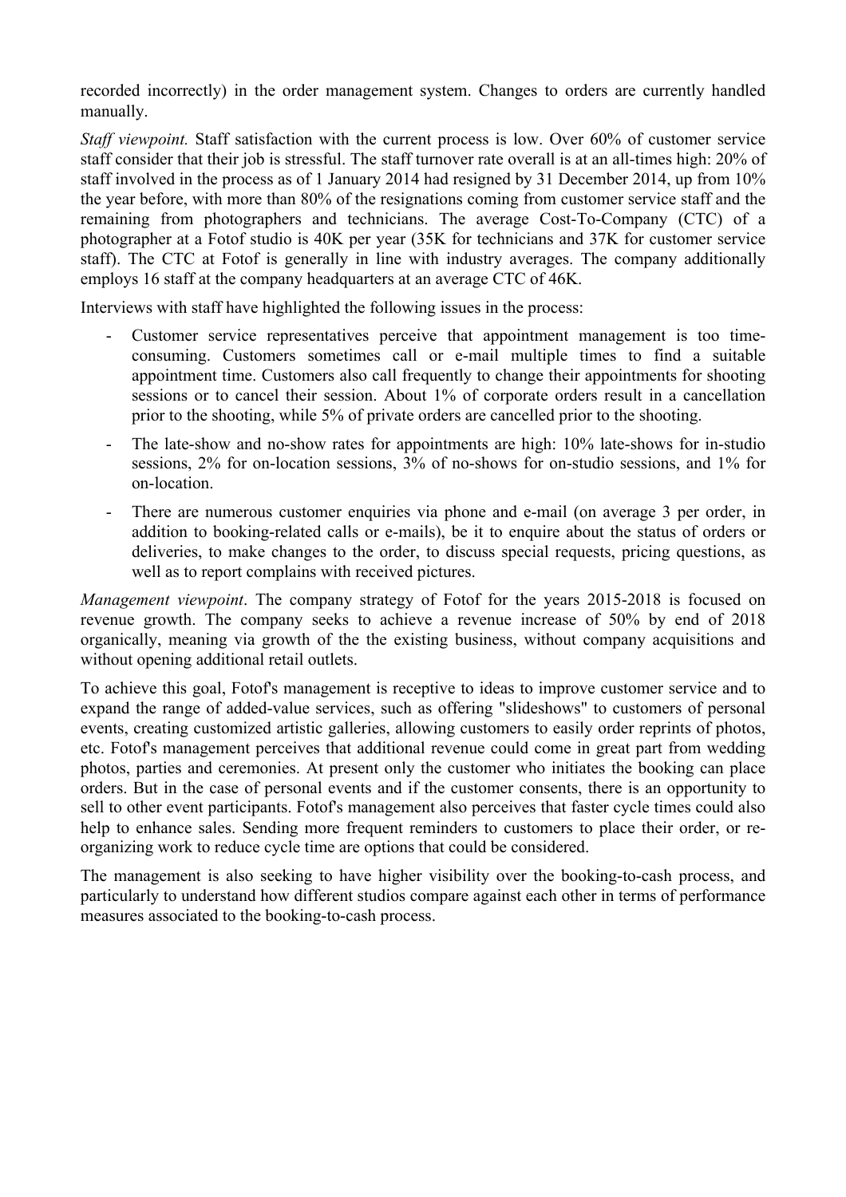recorded incorrectly) in the order management system. Changes to orders are currently handled manually.

*Staff viewpoint.* Staff satisfaction with the current process is low. Over 60% of customer service staff consider that their job is stressful. The staff turnover rate overall is at an all-times high: 20% of staff involved in the process as of 1 January 2014 had resigned by 31 December 2014, up from 10% the year before, with more than 80% of the resignations coming from customer service staff and the remaining from photographers and technicians. The average Cost-To-Company (CTC) of a photographer at a Fotof studio is 40K per year (35K for technicians and 37K for customer service staff). The CTC at Fotof is generally in line with industry averages. The company additionally employs 16 staff at the company headquarters at an average CTC of 46K.

Interviews with staff have highlighted the following issues in the process:

- Customer service representatives perceive that appointment management is too time-consuming. Customers sometimes call or e-mail multiple times to find a suitable appointment time. Customers also call frequently to change their appointments for shooting sessions or to cancel their session. About 1% of corporate orders result in a cancellation prior to the shooting, while 5% of private orders are cancelled prior to the shooting.
- The late-show and no-show rates for appointments are high: 10% late-shows for in-studio sessions, 2% for on-location sessions, 3% of no-shows for on-studio sessions, and 1% for on-location.
- There are numerous customer enquiries via phone and e-mail (on average 3 per order, in addition to booking-related calls or e-mails), be it to enquire about the status of orders or deliveries, to make changes to the order, to discuss special requests, pricing questions, as well as to report complains with received pictures.

*Management viewpoint*. The company strategy of Fotof for the years 2015-2018 is focused on revenue growth. The company seeks to achieve a revenue increase of 50% by end of 2018 organically, meaning via growth of the the existing business, without company acquisitions and without opening additional retail outlets.

To achieve this goal, Fotof's management is receptive to ideas to improve customer service and to expand the range of added-value services, such as offering "slideshows" to customers of personal events, creating customized artistic galleries, allowing customers to easily order reprints of photos, etc. Fotof's management perceives that additional revenue could come in great part from wedding photos, parties and ceremonies. At present only the customer who initiates the booking can place orders. But in the case of personal events and if the customer consents, there is an opportunity to sell to other event participants. Fotof's management also perceives that faster cycle times could also help to enhance sales. Sending more frequent reminders to customers to place their order, or re-organizing work to reduce cycle time are options that could be considered.

The management is also seeking to have higher visibility over the booking-to-cash process, and particularly to understand how different studios compare against each other in terms of performance measures associated to the booking-to-cash process.